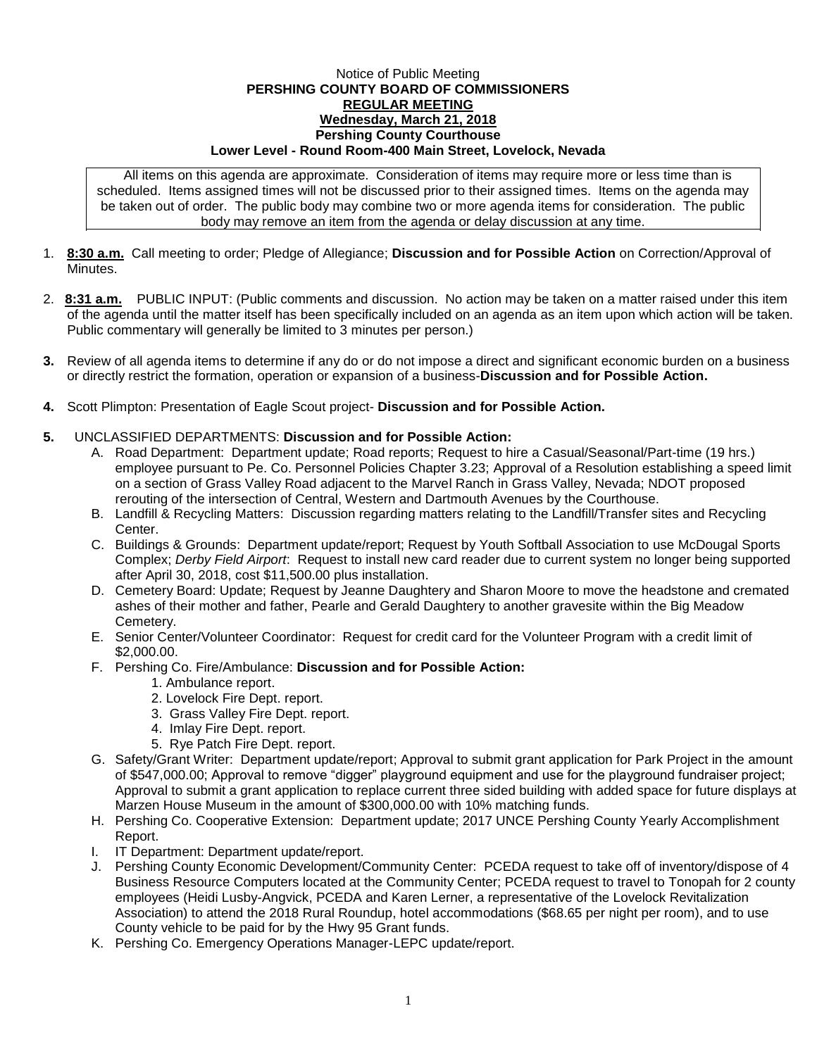Notice of Public Meeting

**PERSHING COUNTY BOARD OF COMMISSIONERS**

**REGULAR MEETING**

**Wednesday, March 21, 2018**

**Pershing County Courthouse**

**Lower Level - Round Room-400 Main Street, Lovelock, Nevada**

All items on this agenda are approximate. Consideration of items may require more or less time than is scheduled. Items assigned times will not be discussed prior to their assigned times. Items on the agenda may be taken out of order. The public body may combine two or more agenda items for consideration. The public body may remove an item from the agenda or delay discussion at any time.

1. **8:30 a.m.** Call meeting to order; Pledge of Allegiance; **Discussion and for Possible Action** on Correction/Approval of Minutes.

2. **8:31 a.m.** PUBLIC INPUT: (Public comments and discussion. No action may be taken on a matter raised under this item of the agenda until the matter itself has been specifically included on an agenda as an item upon which action will be taken. Public commentary will generally be limited to 3 minutes per person.)

3. Review of all agenda items to determine if any do or do not impose a direct and significant economic burden on a business or directly restrict the formation, operation or expansion of a business-**Discussion and for Possible Action.**

4. Scott Plimpton: Presentation of Eagle Scout project- **Discussion and for Possible Action.**

5. UNCLASSIFIED DEPARTMENTS: **Discussion and for Possible Action:**
   - A. Road Department: Department update; Road reports; Request to hire a Casual/Seasonal/Part-time (19 hrs.) employee pursuant to Pe. Co. Personnel Policies Chapter 3.23; Approval of a Resolution establishing a speed limit on a section of Grass Valley Road adjacent to the Marvel Ranch in Grass Valley, Nevada; NDOT proposed rerouting of the intersection of Central, Western and Dartmouth Avenues by the Courthouse.
   - B. Landfill & Recycling Matters: Discussion regarding matters relating to the Landfill/Transfer sites and Recycling Center.
   - C. Buildings & Grounds: Department update/report; Request by Youth Softball Association to use McDougal Sports Complex; *Derby Field Airport*: Request to install new card reader due to current system no longer being supported after April 30, 2018, cost $11,500.00 plus installation.
   - D. Cemetery Board: Update; Request by Jeanne Daughtery and Sharon Moore to move the headstone and cremated ashes of their mother and father, Pearle and Gerald Daughtery to another gravesite within the Big Meadow Cemetery.
   - E. Senior Center/Volunteer Coordinator: Request for credit card for the Volunteer Program with a credit limit of $2,000.00.
   - F. Pershing Co. Fire/Ambulance: **Discussion and for Possible Action:**
     1. Ambulance report.
     2. Lovelock Fire Dept. report.
     3. Grass Valley Fire Dept. report.
     4. Imlay Fire Dept. report.
     5. Rye Patch Fire Dept. report.
   - G. Safety/Grant Writer: Department update/report; Approval to submit grant application for Park Project in the amount of $547,000.00; Approval to remove "digger" playground equipment and use for the playground fundraiser project; Approval to submit a grant application to replace current three sided building with added space for future displays at Marzen House Museum in the amount of $300,000.00 with 10% matching funds.
   - H. Pershing Co. Cooperative Extension: Department update; 2017 UNCE Pershing County Yearly Accomplishment Report.
   - I. IT Department: Department update/report.
   - J. Pershing County Economic Development/Community Center: PCEDA request to take off of inventory/dispose of 4 Business Resource Computers located at the Community Center; PCEDA request to travel to Tonopah for 2 county employees (Heidi Lusby-Angvick, PCEDA and Karen Lerner, a representative of the Lovelock Revitalization Association) to attend the 2018 Rural Roundup, hotel accommodations ($68.65 per night per room), and to use County vehicle to be paid for by the Hwy 95 Grant funds.
   - K. Pershing Co. Emergency Operations Manager-LEPC update/report.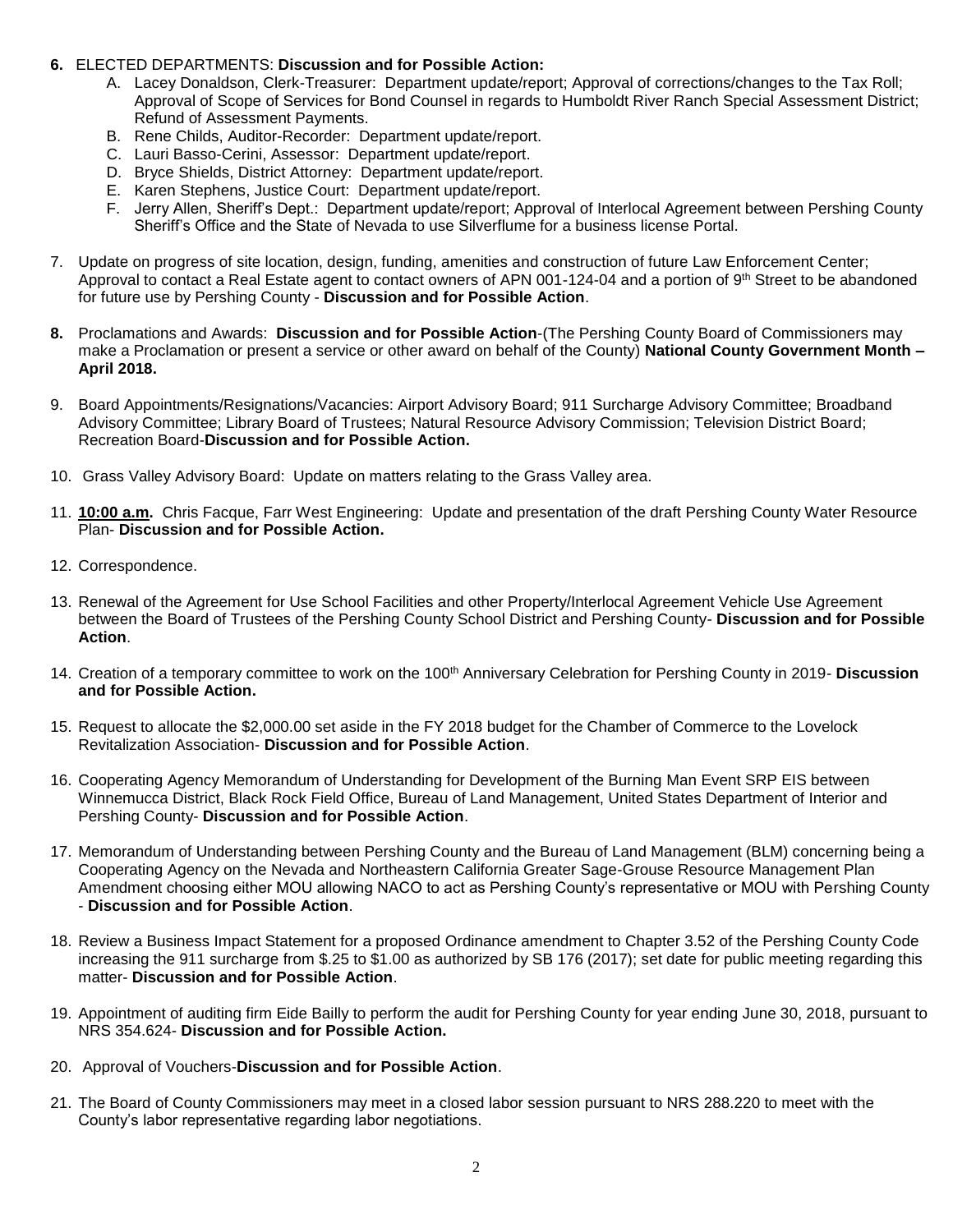**6.** ELECTED DEPARTMENTS: **Discussion and for Possible Action:**

   A. Lacey Donaldson, Clerk-Treasurer: Department update/report; Approval of corrections/changes to the Tax Roll; Approval of Scope of Services for Bond Counsel in regards to Humboldt River Ranch Special Assessment District; Refund of Assessment Payments.
   B. Rene Childs, Auditor-Recorder: Department update/report.
   C. Lauri Basso-Cerini, Assessor: Department update/report.
   D. Bryce Shields, District Attorney: Department update/report.
   E. Karen Stephens, Justice Court: Department update/report.
   F. Jerry Allen, Sheriff's Dept.: Department update/report; Approval of Interlocal Agreement between Pershing County Sheriff's Office and the State of Nevada to use Silverflume for a business license Portal.

7. Update on progress of site location, design, funding, amenities and construction of future Law Enforcement Center; Approval to contact a Real Estate agent to contact owners of APN 001-124-04 and a portion of 9th Street to be abandoned for future use by Pershing County - **Discussion and for Possible Action**.

**8.** Proclamations and Awards: **Discussion and for Possible Action**-(The Pershing County Board of Commissioners may make a Proclamation or present a service or other award on behalf of the County) **National County Government Month – April 2018.**

9. Board Appointments/Resignations/Vacancies: Airport Advisory Board; 911 Surcharge Advisory Committee; Broadband Advisory Committee; Library Board of Trustees; Natural Resource Advisory Commission; Television District Board; Recreation Board-**Discussion and for Possible Action.**

10. Grass Valley Advisory Board: Update on matters relating to the Grass Valley area.

11. **10:00 a.m.** Chris Facque, Farr West Engineering: Update and presentation of the draft Pershing County Water Resource Plan- **Discussion and for Possible Action.**

12. Correspondence.

13. Renewal of the Agreement for Use School Facilities and other Property/Interlocal Agreement Vehicle Use Agreement between the Board of Trustees of the Pershing County School District and Pershing County- **Discussion and for Possible Action**.

14. Creation of a temporary committee to work on the 100th Anniversary Celebration for Pershing County in 2019- **Discussion and for Possible Action.**

15. Request to allocate the $2,000.00 set aside in the FY 2018 budget for the Chamber of Commerce to the Lovelock Revitalization Association- **Discussion and for Possible Action**.

16. Cooperating Agency Memorandum of Understanding for Development of the Burning Man Event SRP EIS between Winnemucca District, Black Rock Field Office, Bureau of Land Management, United States Department of Interior and Pershing County- **Discussion and for Possible Action**.

17. Memorandum of Understanding between Pershing County and the Bureau of Land Management (BLM) concerning being a Cooperating Agency on the Nevada and Northeastern California Greater Sage-Grouse Resource Management Plan Amendment choosing either MOU allowing NACO to act as Pershing County's representative or MOU with Pershing County - **Discussion and for Possible Action**.

18. Review a Business Impact Statement for a proposed Ordinance amendment to Chapter 3.52 of the Pershing County Code increasing the 911 surcharge from $.25 to $1.00 as authorized by SB 176 (2017); set date for public meeting regarding this matter- **Discussion and for Possible Action**.

19. Appointment of auditing firm Eide Bailly to perform the audit for Pershing County for year ending June 30, 2018, pursuant to NRS 354.624- **Discussion and for Possible Action.**

20. Approval of Vouchers-**Discussion and for Possible Action**.

21. The Board of County Commissioners may meet in a closed labor session pursuant to NRS 288.220 to meet with the County's labor representative regarding labor negotiations.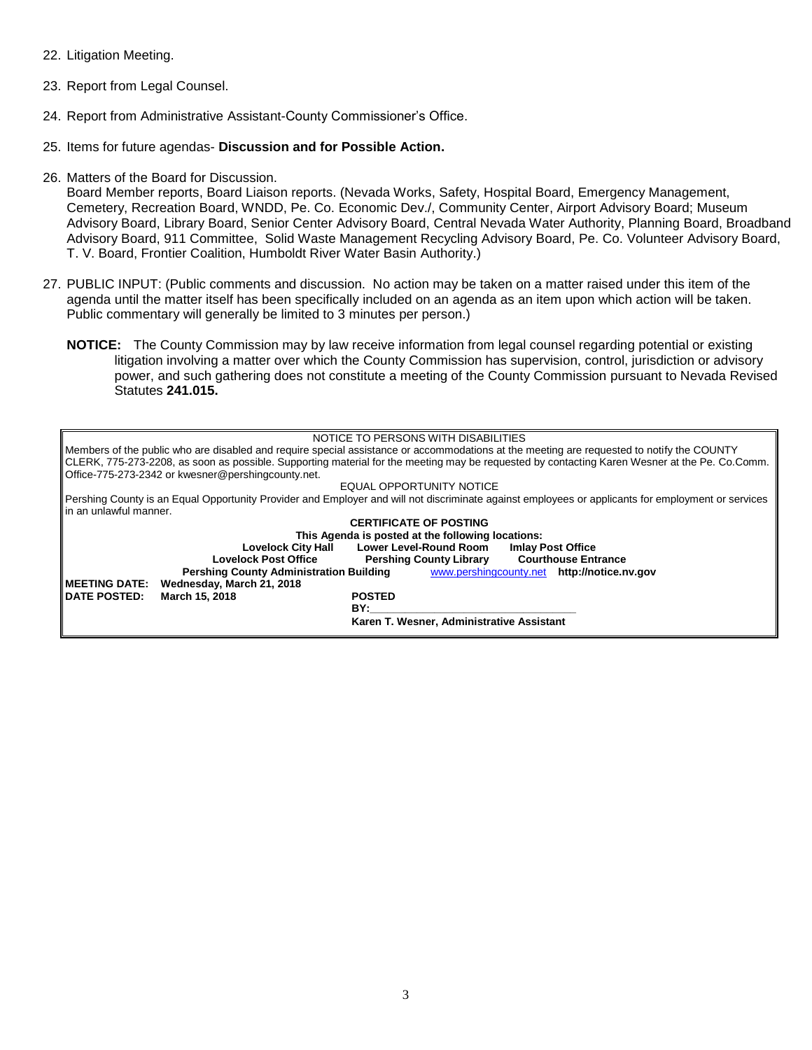22. Litigation Meeting.

23. Report from Legal Counsel.

24. Report from Administrative Assistant-County Commissioner's Office.

25. Items for future agendas- **Discussion and for Possible Action.**

26. Matters of the Board for Discussion.
    Board Member reports, Board Liaison reports. (Nevada Works, Safety, Hospital Board, Emergency Management, Cemetery, Recreation Board, WNDD, Pe. Co. Economic Dev./, Community Center, Airport Advisory Board; Museum Advisory Board, Library Board, Senior Center Advisory Board, Central Nevada Water Authority, Planning Board, Broadband Advisory Board, 911 Committee, Solid Waste Management Recycling Advisory Board, Pe. Co. Volunteer Advisory Board, T. V. Board, Frontier Coalition, Humboldt River Water Basin Authority.)

27. PUBLIC INPUT: (Public comments and discussion. No action may be taken on a matter raised under this item of the agenda until the matter itself has been specifically included on an agenda as an item upon which action will be taken. Public commentary will generally be limited to 3 minutes per person.)

    **NOTICE:** The County Commission may by law receive information from legal counsel regarding potential or existing litigation involving a matter over which the County Commission has supervision, control, jurisdiction or advisory power, and such gathering does not constitute a meeting of the County Commission pursuant to Nevada Revised Statutes **241.015.**

NOTICE TO PERSONS WITH DISABILITIES

Members of the public who are disabled and require special assistance or accommodations at the meeting are requested to notify the COUNTY CLERK, 775-273-2208, as soon as possible. Supporting material for the meeting may be requested by contacting Karen Wesner at the Pe. Co.Comm. Office-775-273-2342 or kwesner@pershingcounty.net.

EQUAL OPPORTUNITY NOTICE

Pershing County is an Equal Opportunity Provider and Employer and will not discriminate against employees or applicants for employment or services in an unlawful manner.

**CERTIFICATE OF POSTING**

**This Agenda is posted at the following locations:**

**Lovelock City Hall** | **Lower Level-Round Room** | **Imlay Post Office**

**Lovelock Post Office** | **Pershing County Library** | **Courthouse Entrance**

**Pershing County Administration Building** | www.pershingcounty.net | **http://notice.nv.gov**

**MEETING DATE:** **Wednesday, March 21, 2018**

**DATE POSTED:** **March 15, 2018**

**POSTED BY:**\_\_\_\_\_\_\_\_\_\_\_\_\_\_\_\_\_\_\_\_\_\_\_\_\_\_\_\_\_\_\_\_

**Karen T. Wesner, Administrative Assistant**